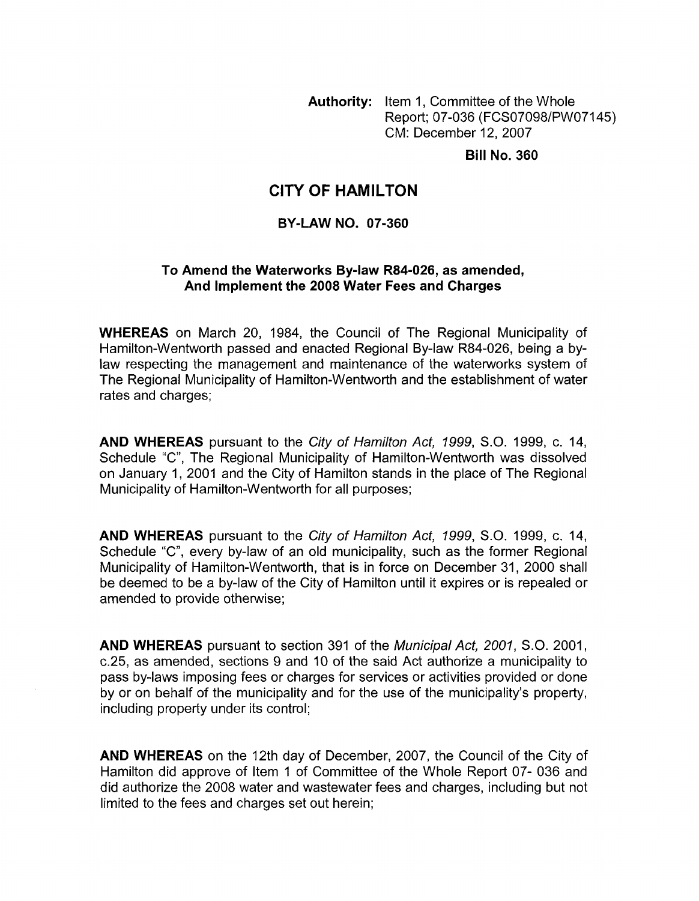**Authority:** Item 1, Committee of the Whole Report; 07-036 (FCS07098/PW07145) CM: December 12, 2007

**Bill No. 360**

# CITY OF HAMILTON

## BY-LAW NO. 07-360

### To Amend the Waterworks By-law R84-026, as amended, And Implement the 2008 Water Fees and Charges

**WHEREAS** on March 20, 1984, the Council of The Regional Municipality of Hamilton-Wentworth passed and enacted Regional By-law R84-026, being a by-law respecting the management and maintenance of the waterworks system of The Regional Municipality of Hamilton-Wentworth and the establishment of water rates and charges;

**AND WHEREAS** pursuant to the *City of Hamilton Act, 1999*, S.O. 1999, c. 14, Schedule "C", The Regional Municipality of Hamilton-Wentworth was dissolved on January 1, 2001 and the City of Hamilton stands in the place of The Regional Municipality of Hamilton-Wentworth for all purposes;

**AND WHEREAS** pursuant to the *City of Hamilton Act, 1999*, S.O. 1999, c. 14, Schedule "C", every by-law of an old municipality, such as the former Regional Municipality of Hamilton-Wentworth, that is in force on December 31, 2000 shall be deemed to be a by-law of the City of Hamilton until it expires or is repealed or amended to provide otherwise;

**AND WHEREAS** pursuant to section 391 of the *Municipal Act, 2001*, S.O. 2001, c.25, as amended, sections 9 and 10 of the said Act authorize a municipality to pass by-laws imposing fees or charges for services or activities provided or done by or on behalf of the municipality and for the use of the municipality's property, including property under its control;

**AND WHEREAS** on the 12th day of December, 2007, the Council of the City of Hamilton did approve of Item 1 of Committee of the Whole Report 07- 036 and did authorize the 2008 water and wastewater fees and charges, including but not limited to the fees and charges set out herein;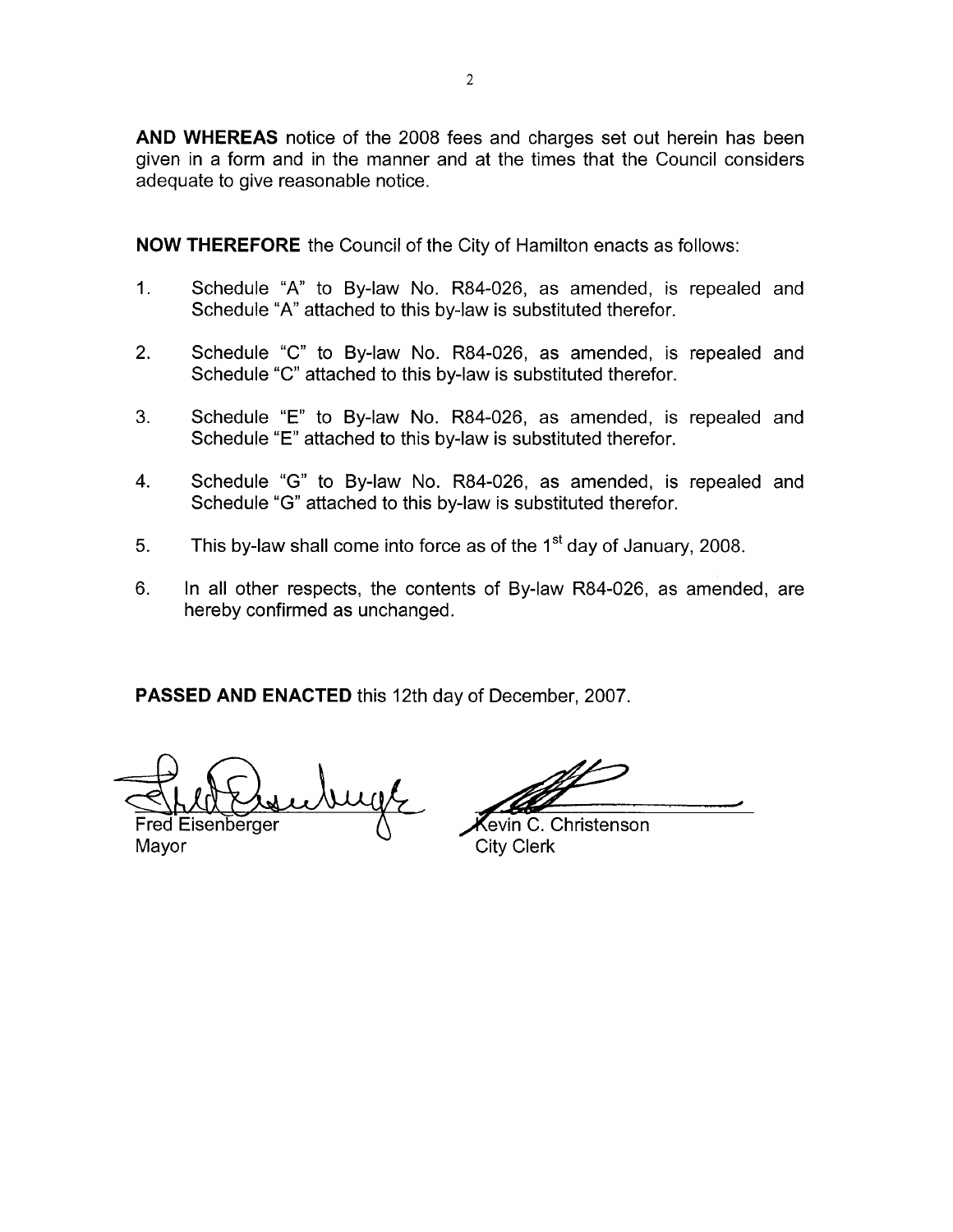**AND WHEREAS** notice of the 2008 fees and charges set out herein has been given in a form and in the manner and at the times that the Council considers adequate to give reasonable notice.

**NOW THEREFORE** the Council of the City of Hamilton enacts as follows:

1. Schedule "A" to By-law No. R84-026, as amended, is repealed and Schedule "A" attached to this by-law is substituted therefor.

2. Schedule "C" to By-law No. R84-026, as amended, is repealed and Schedule "C" attached to this by-law is substituted therefor.

3. Schedule "E" to By-law No. R84-026, as amended, is repealed and Schedule "E" attached to this by-law is substituted therefor.

4. Schedule "G" to By-law No. R84-026, as amended, is repealed and Schedule "G" attached to this by-law is substituted therefor.

5. This by-law shall come into force as of the 1st day of January, 2008.

6. In all other respects, the contents of By-law R84-026, as amended, are hereby confirmed as unchanged.

**PASSED AND ENACTED** this 12th day of December, 2007.

Fred Eisenberger
Mayor

Kevin C. Christenson
City Clerk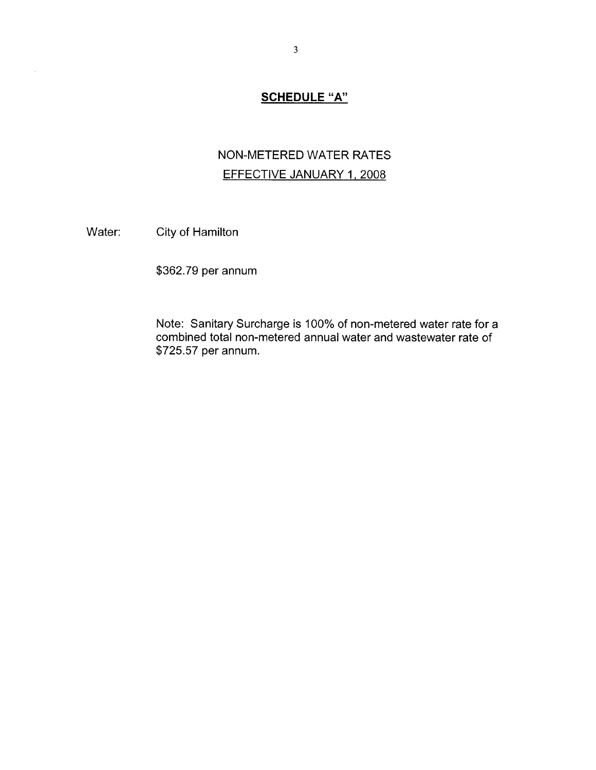## SCHEDULE "A"

### NON-METERED WATER RATES
EFFECTIVE JANUARY 1, 2008

Water: City of Hamilton

$362.79 per annum

Note: Sanitary Surcharge is 100% of non-metered water rate for a combined total non-metered annual water and wastewater rate of $725.57 per annum.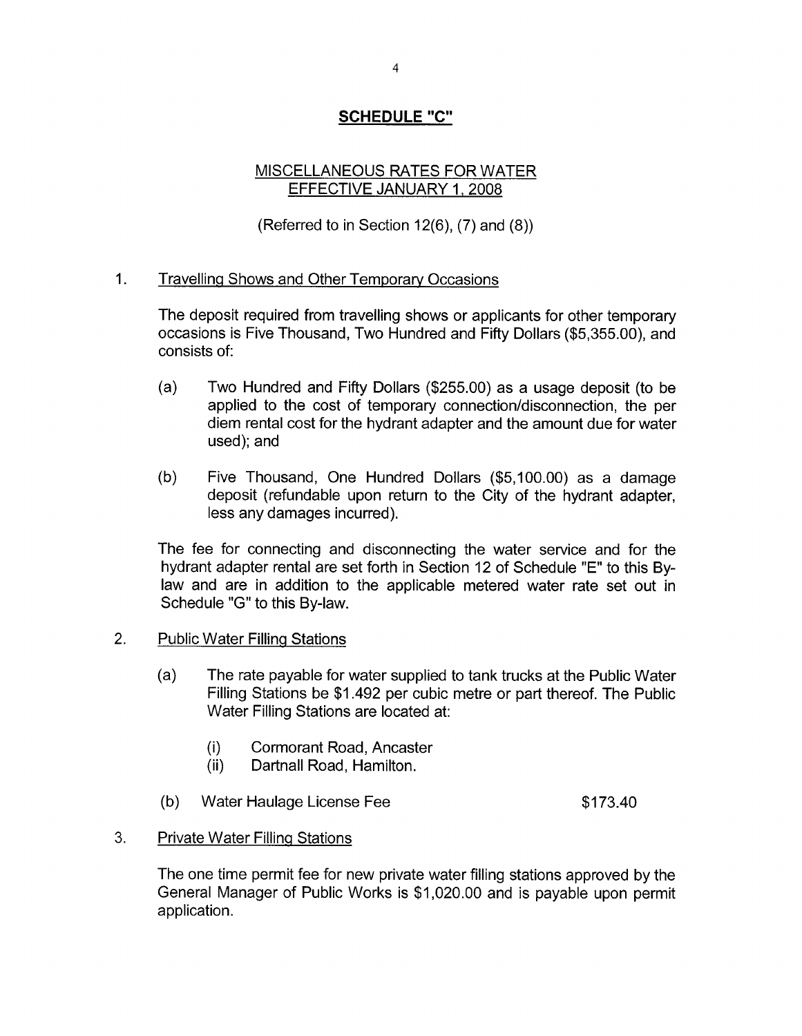## SCHEDULE "C"

MISCELLANEOUS RATES FOR WATER
EFFECTIVE JANUARY 1, 2008

(Referred to in Section 12(6), (7) and (8))

1. Travelling Shows and Other Temporary Occasions

   The deposit required from travelling shows or applicants for other temporary occasions is Five Thousand, Two Hundred and Fifty Dollars ($5,355.00), and consists of:

   (a) Two Hundred and Fifty Dollars ($255.00) as a usage deposit (to be applied to the cost of temporary connection/disconnection, the per diem rental cost for the hydrant adapter and the amount due for water used); and

   (b) Five Thousand, One Hundred Dollars ($5,100.00) as a damage deposit (refundable upon return to the City of the hydrant adapter, less any damages incurred).

   The fee for connecting and disconnecting the water service and for the hydrant adapter rental are set forth in Section 12 of Schedule "E" to this By-law and are in addition to the applicable metered water rate set out in Schedule "G" to this By-law.

2. Public Water Filling Stations

   (a) The rate payable for water supplied to tank trucks at the Public Water Filling Stations be $1.492 per cubic metre or part thereof. The Public Water Filling Stations are located at:

      (i) Cormorant Road, Ancaster
      (ii) Dartnall Road, Hamilton.

   (b) Water Haulage License Fee $173.40

3. Private Water Filling Stations

   The one time permit fee for new private water filling stations approved by the General Manager of Public Works is $1,020.00 and is payable upon permit application.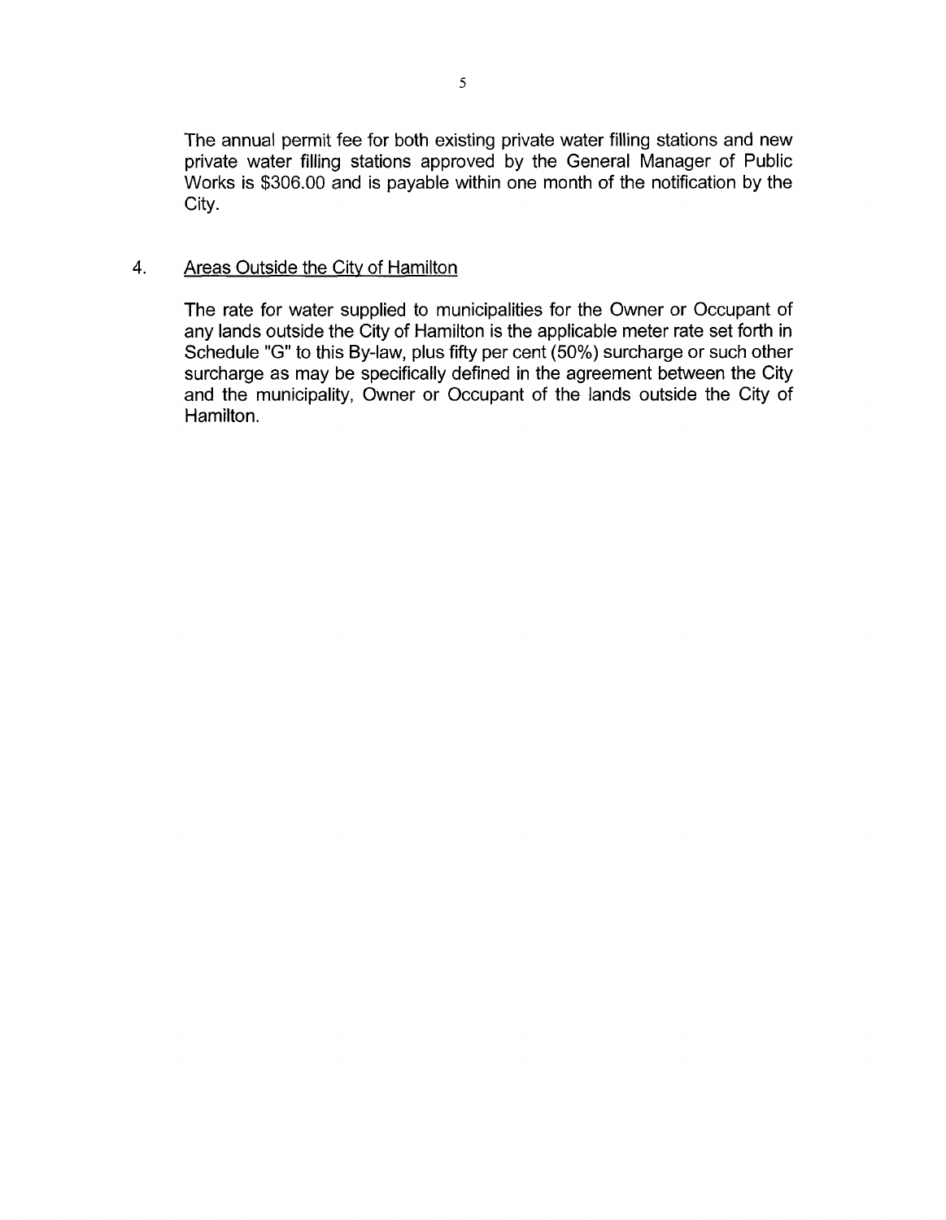The annual permit fee for both existing private water filling stations and new private water filling stations approved by the General Manager of Public Works is $306.00 and is payable within one month of the notification by the City.

4. Areas Outside the City of Hamilton

The rate for water supplied to municipalities for the Owner or Occupant of any lands outside the City of Hamilton is the applicable meter rate set forth in Schedule "G" to this By-law, plus fifty per cent (50%) surcharge or such other surcharge as may be specifically defined in the agreement between the City and the municipality, Owner or Occupant of the lands outside the City of Hamilton.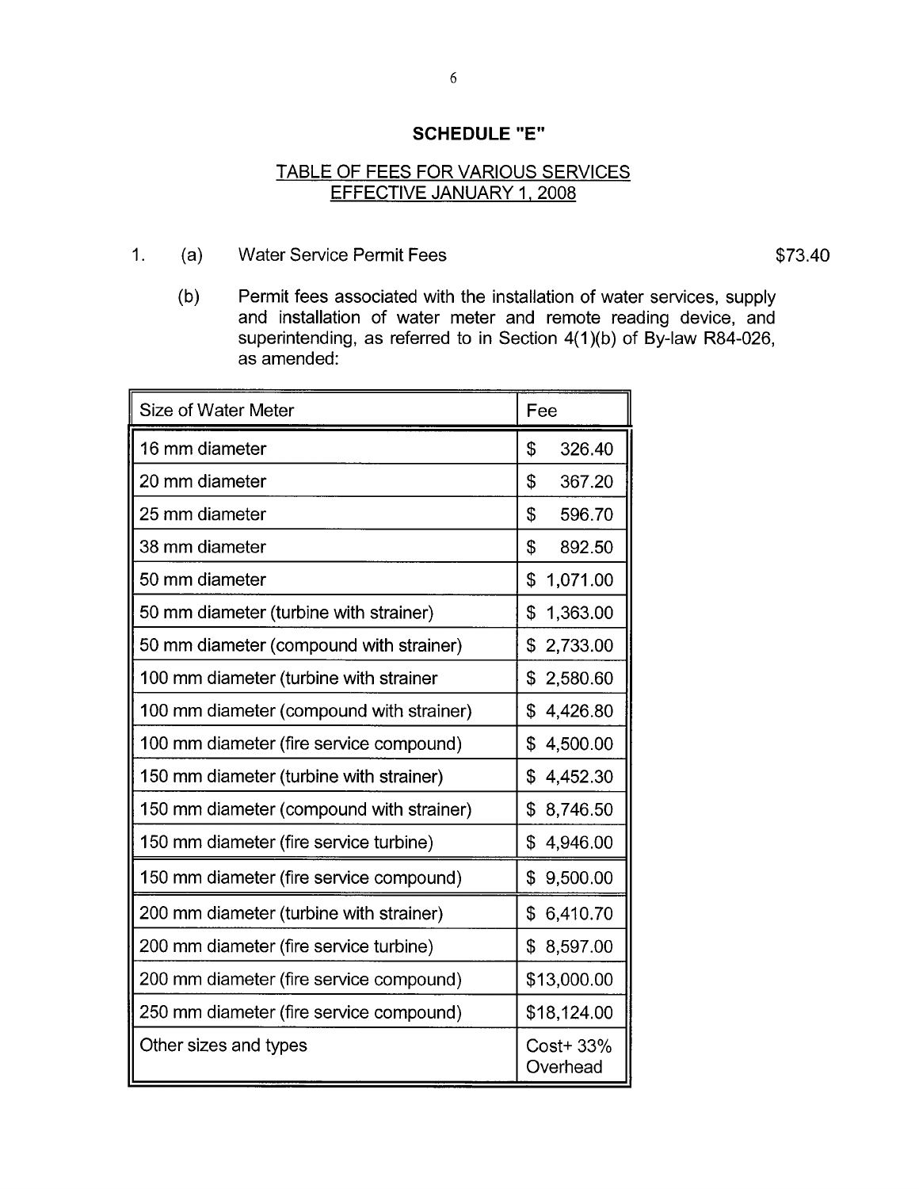## SCHEDULE "E"

### TABLE OF FEES FOR VARIOUS SERVICES
### EFFECTIVE JANUARY 1, 2008

1. (a) Water Service Permit Fees $73.40

   (b) Permit fees associated with the installation of water services, supply and installation of water meter and remote reading device, and superintending, as referred to in Section 4(1)(b) of By-law R84-026, as amended:

| Size of Water Meter | Fee |
|---|---|
| 16 mm diameter | $ 326.40 |
| 20 mm diameter | $ 367.20 |
| 25 mm diameter | $ 596.70 |
| 38 mm diameter | $ 892.50 |
| 50 mm diameter | $ 1,071.00 |
| 50 mm diameter (turbine with strainer) | $ 1,363.00 |
| 50 mm diameter (compound with strainer) | $ 2,733.00 |
| 100 mm diameter (turbine with strainer | $ 2,580.60 |
| 100 mm diameter (compound with strainer) | $ 4,426.80 |
| 100 mm diameter (fire service compound) | $ 4,500.00 |
| 150 mm diameter (turbine with strainer) | $ 4,452.30 |
| 150 mm diameter (compound with strainer) | $ 8,746.50 |
| 150 mm diameter (fire service turbine) | $ 4,946.00 |
| 150 mm diameter (fire service compound) | $ 9,500.00 |
| 200 mm diameter (turbine with strainer) | $ 6,410.70 |
| 200 mm diameter (fire service turbine) | $ 8,597.00 |
| 200 mm diameter (fire service compound) | $13,000.00 |
| 250 mm diameter (fire service compound) | $18,124.00 |
| Other sizes and types | Cost+ 33% Overhead |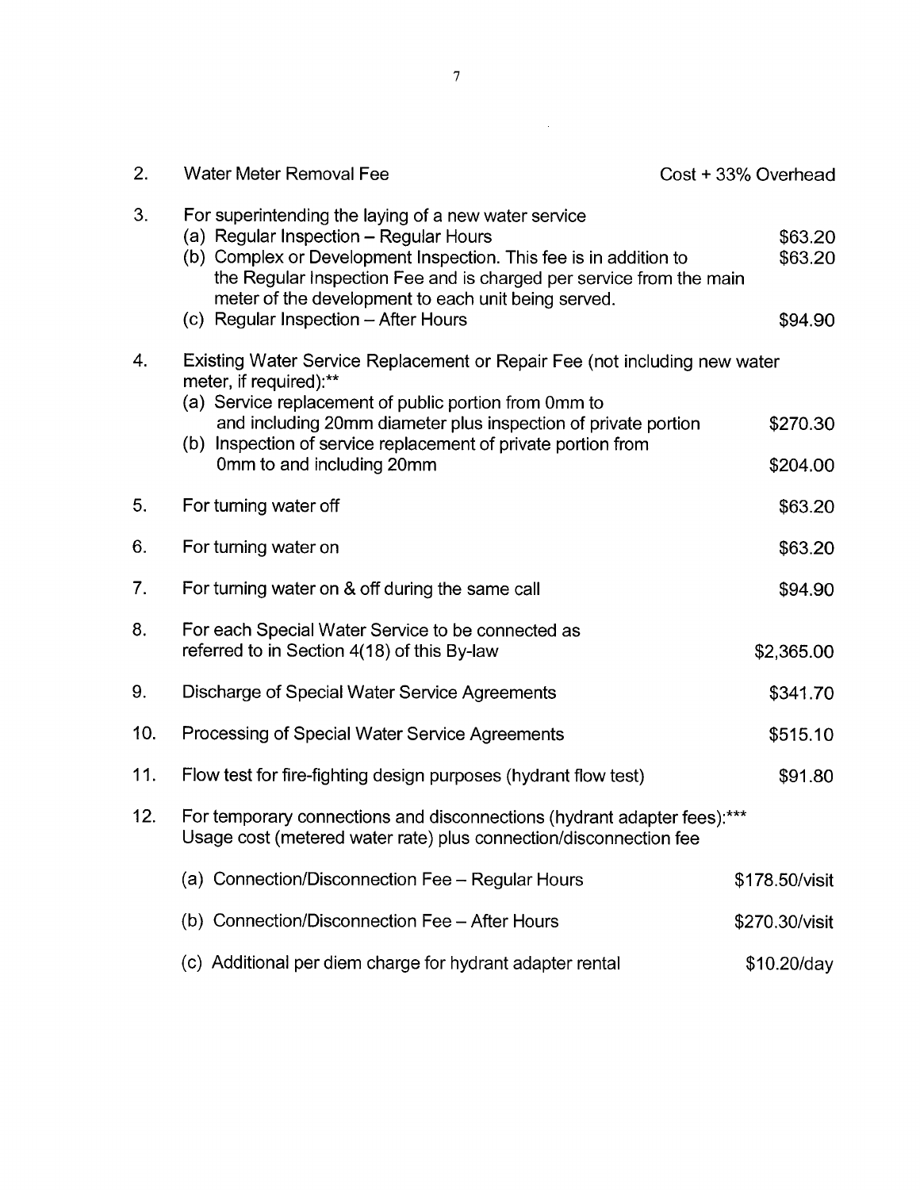| | | |
|---|---|---|
| 2. | Water Meter Removal Fee | Cost + 33% Overhead |
| 3. | For superintending the laying of a new water service | |
| | (a) Regular Inspection – Regular Hours | $63.20 |
| | (b) Complex or Development Inspection. This fee is in addition to the Regular Inspection Fee and is charged per service from the main meter of the development to each unit being served. | $63.20 |
| | (c) Regular Inspection – After Hours | $94.90 |
| 4. | Existing Water Service Replacement or Repair Fee (not including new water meter, if required):** | |
| | (a) Service replacement of public portion from 0mm to and including 20mm diameter plus inspection of private portion | $270.30 |
| | (b) Inspection of service replacement of private portion from 0mm to and including 20mm | $204.00 |
| 5. | For turning water off | $63.20 |
| 6. | For turning water on | $63.20 |
| 7. | For turning water on & off during the same call | $94.90 |
| 8. | For each Special Water Service to be connected as referred to in Section 4(18) of this By-law | $2,365.00 |
| 9. | Discharge of Special Water Service Agreements | $341.70 |
| 10. | Processing of Special Water Service Agreements | $515.10 |
| 11. | Flow test for fire-fighting design purposes (hydrant flow test) | $91.80 |
| 12. | For temporary connections and disconnections (hydrant adapter fees):*** Usage cost (metered water rate) plus connection/disconnection fee | |
| | (a) Connection/Disconnection Fee – Regular Hours | $178.50/visit |
| | (b) Connection/Disconnection Fee – After Hours | $270.30/visit |
| | (c) Additional per diem charge for hydrant adapter rental | $10.20/day |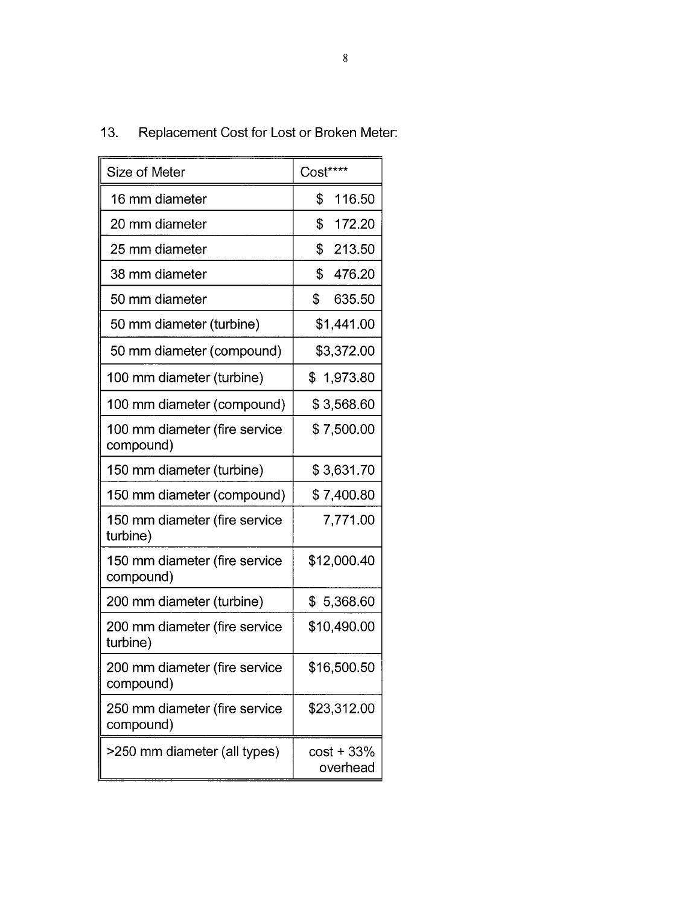13. Replacement Cost for Lost or Broken Meter:

| Size of Meter | Cost**** |
|---|---|
| 16 mm diameter | $ 116.50 |
| 20 mm diameter | $ 172.20 |
| 25 mm diameter | $ 213.50 |
| 38 mm diameter | $ 476.20 |
| 50 mm diameter | $ 635.50 |
| 50 mm diameter (turbine) | $1,441.00 |
| 50 mm diameter (compound) | $3,372.00 |
| 100 mm diameter (turbine) | $ 1,973.80 |
| 100 mm diameter (compound) | $ 3,568.60 |
| 100 mm diameter (fire service compound) | $ 7,500.00 |
| 150 mm diameter (turbine) | $ 3,631.70 |
| 150 mm diameter (compound) | $ 7,400.80 |
| 150 mm diameter (fire service turbine) | 7,771.00 |
| 150 mm diameter (fire service compound) | $12,000.40 |
| 200 mm diameter (turbine) | $ 5,368.60 |
| 200 mm diameter (fire service turbine) | $10,490.00 |
| 200 mm diameter (fire service compound) | $16,500.50 |
| 250 mm diameter (fire service compound) | $23,312.00 |
| >250 mm diameter (all types) | cost + 33% overhead |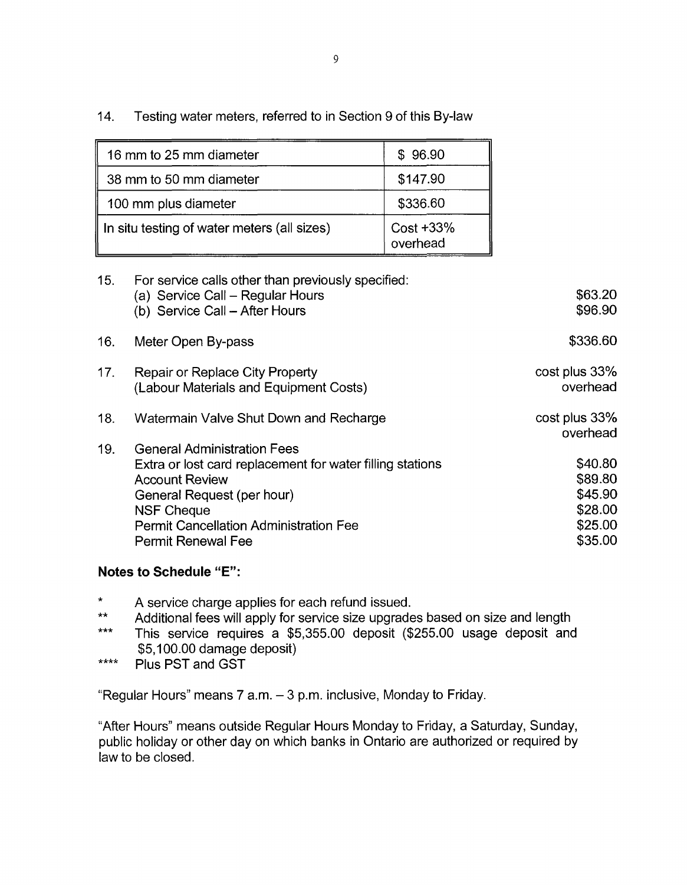14. Testing water meters, referred to in Section 9 of this By-law

| | |
|---|---|
| 16 mm to 25 mm diameter | $ 96.90 |
| 38 mm to 50 mm diameter | $147.90 |
| 100 mm plus diameter | $336.60 |
| In situ testing of water meters (all sizes) | Cost +33% overhead |

| | | |
|---|---|---|
| 15. | For service calls other than previously specified: | |
| | (a) Service Call – Regular Hours | $63.20 |
| | (b) Service Call – After Hours | $96.90 |
| 16. | Meter Open By-pass | $336.60 |
| 17. | Repair or Replace City Property (Labour Materials and Equipment Costs) | cost plus 33% overhead |
| 18. | Watermain Valve Shut Down and Recharge | cost plus 33% overhead |
| 19. | General Administration Fees | |
| | Extra or lost card replacement for water filling stations | $40.80 |
| | Account Review | $89.80 |
| | General Request (per hour) | $45.90 |
| | NSF Cheque | $28.00 |
| | Permit Cancellation Administration Fee | $25.00 |
| | Permit Renewal Fee | $35.00 |

**Notes to Schedule "E":**

- `*` A service charge applies for each refund issued.
- `**` Additional fees will apply for service size upgrades based on size and length
- `***` This service requires a $5,355.00 deposit ($255.00 usage deposit and $5,100.00 damage deposit)
- `****` Plus PST and GST

"Regular Hours" means 7 a.m. – 3 p.m. inclusive, Monday to Friday.

"After Hours" means outside Regular Hours Monday to Friday, a Saturday, Sunday, public holiday or other day on which banks in Ontario are authorized or required by law to be closed.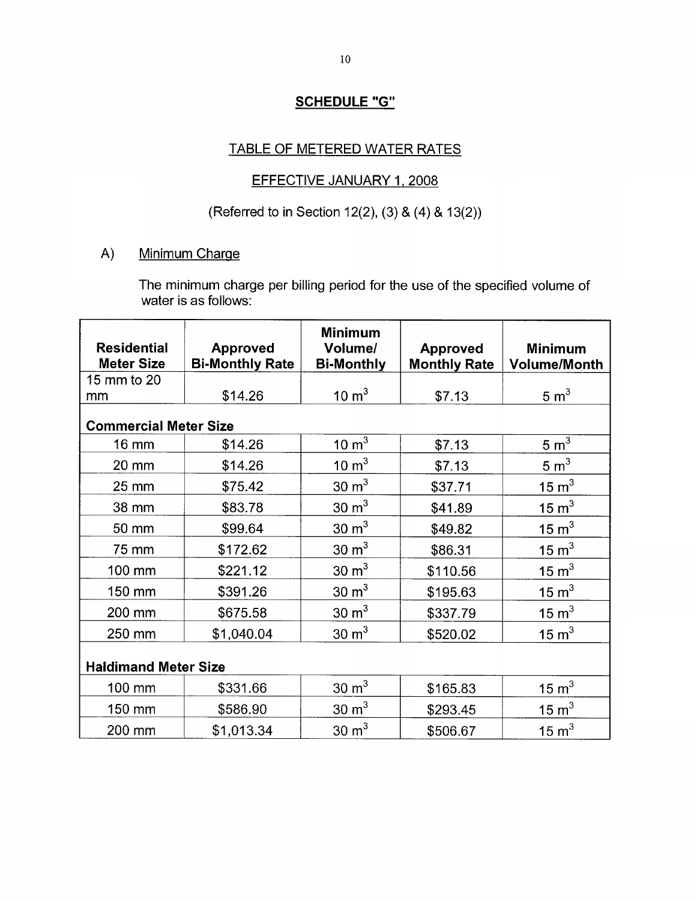# SCHEDULE "G"

## TABLE OF METERED WATER RATES

## EFFECTIVE JANUARY 1, 2008

(Referred to in Section 12(2), (3) & (4) & 13(2))

A) Minimum Charge

The minimum charge per billing period for the use of the specified volume of water is as follows:

| Residential Meter Size | Approved Bi-Monthly Rate | Minimum Volume/ Bi-Monthly | Approved Monthly Rate | Minimum Volume/Month |
|---|---|---|---|---|
| 15 mm to 20 mm | \$14.26 | 10 $m^3$ | \$7.13 | 5 $m^3$ |
| **Commercial Meter Size** | | | | |
| 16 mm | \$14.26 | 10 $m^3$ | \$7.13 | 5 $m^3$ |
| 20 mm | \$14.26 | 10 $m^3$ | \$7.13 | 5 $m^3$ |
| 25 mm | \$75.42 | 30 $m^3$ | \$37.71 | 15 $m^3$ |
| 38 mm | \$83.78 | 30 $m^3$ | \$41.89 | 15 $m^3$ |
| 50 mm | \$99.64 | 30 $m^3$ | \$49.82 | 15 $m^3$ |
| 75 mm | \$172.62 | 30 $m^3$ | \$86.31 | 15 $m^3$ |
| 100 mm | \$221.12 | 30 $m^3$ | \$110.56 | 15 $m^3$ |
| 150 mm | \$391.26 | 30 $m^3$ | \$195.63 | 15 $m^3$ |
| 200 mm | \$675.58 | 30 $m^3$ | \$337.79 | 15 $m^3$ |
| 250 mm | \$1,040.04 | 30 $m^3$ | \$520.02 | 15 $m^3$ |
| **Haldimand Meter Size** | | | | |
| 100 mm | \$331.66 | 30 $m^3$ | \$165.83 | 15 $m^3$ |
| 150 mm | \$586.90 | 30 $m^3$ | \$293.45 | 15 $m^3$ |
| 200 mm | \$1,013.34 | 30 $m^3$ | \$506.67 | 15 $m^3$ |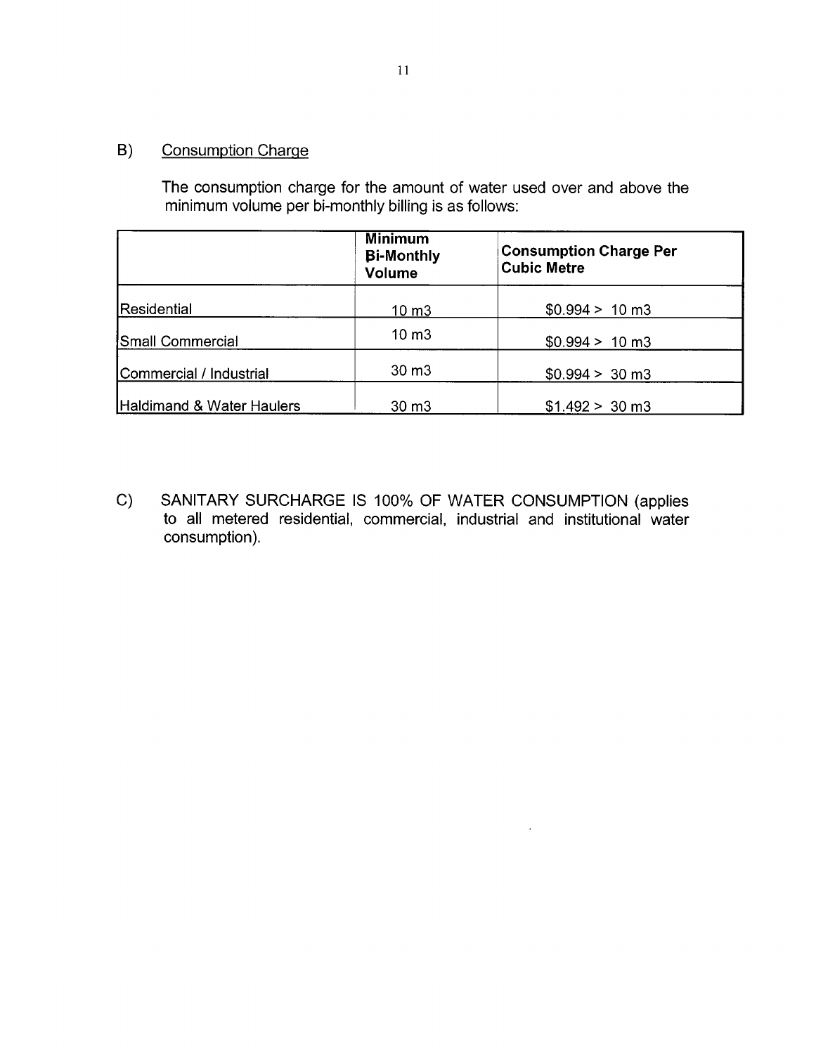B) Consumption Charge

The consumption charge for the amount of water used over and above the minimum volume per bi-monthly billing is as follows:

| | Minimum Bi-Monthly Volume | Consumption Charge Per Cubic Metre |
|---|---|---|
| Residential | 10 m3 | $0.994 > 10 m3 |
| Small Commercial | 10 m3 | $0.994 > 10 m3 |
| Commercial / Industrial | 30 m3 | $0.994 > 30 m3 |
| Haldimand & Water Haulers | 30 m3 | $1.492 > 30 m3 |

C) SANITARY SURCHARGE IS 100% OF WATER CONSUMPTION (applies to all metered residential, commercial, industrial and institutional water consumption).